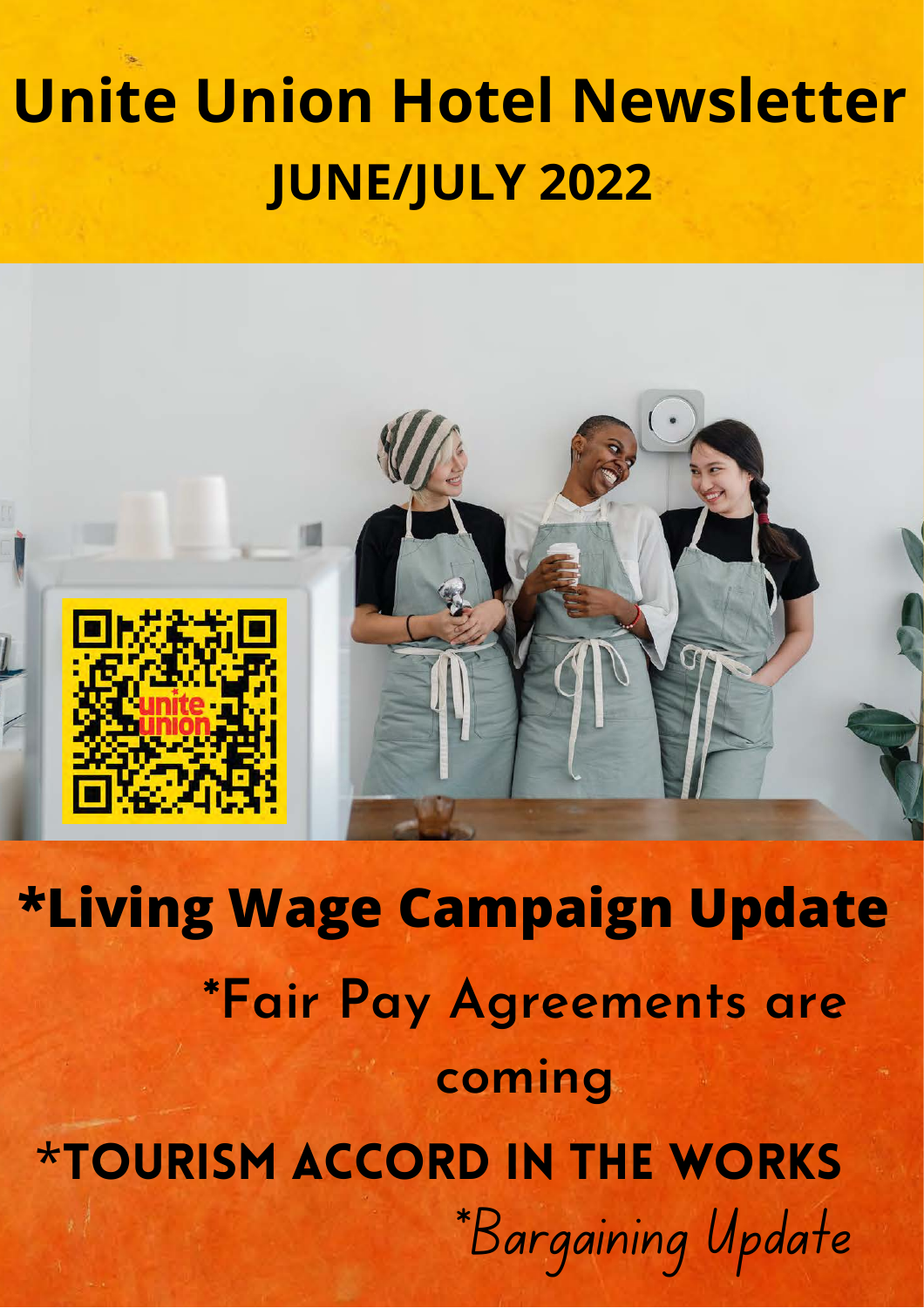# Unite Union Hotel Newsletter

## JUNE/JULY 2022

**\*Living Wage Campaign Update**

*Fair Pay Agreements are coming

*TOURISM ACCORD IN THE WORKS

*Bargaining Update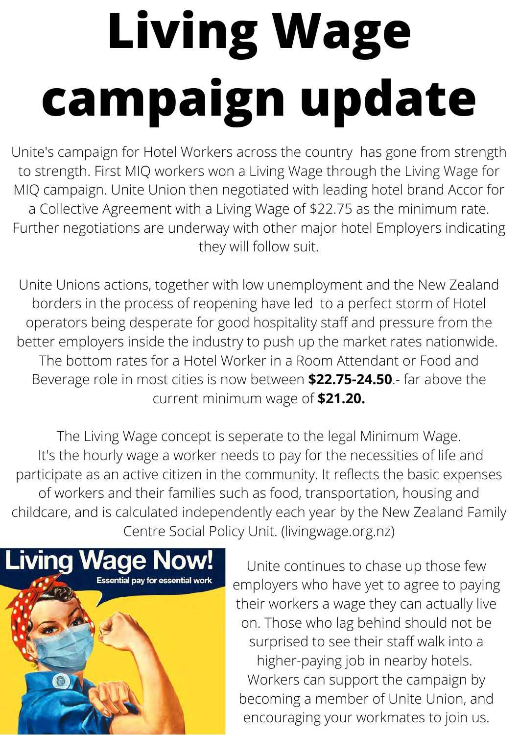# Living Wage campaign update

Unite's campaign for Hotel Workers across the country has gone from strength to strength. First MIQ workers won a Living Wage through the Living Wage for MIQ campaign. Unite Union then negotiated with leading hotel brand Accor for a Collective Agreement with a Living Wage of $22.75 as the minimum rate. Further negotiations are underway with other major hotel Employers indicating they will follow suit.

Unite Unions actions, together with low unemployment and the New Zealand borders in the process of reopening have led to a perfect storm of Hotel operators being desperate for good hospitality staff and pressure from the better employers inside the industry to push up the market rates nationwide. The bottom rates for a Hotel Worker in a Room Attendant or Food and Beverage role in most cities is now between **$22.75-24.50**.- far above the current minimum wage of **$21.20.**

The Living Wage concept is seperate to the legal Minimum Wage. It's the hourly wage a worker needs to pay for the necessities of life and participate as an active citizen in the community. It reflects the basic expenses of workers and their families such as food, transportation, housing and childcare, and is calculated independently each year by the New Zealand Family Centre Social Policy Unit. (livingwage.org.nz)

Unite continues to chase up those few employers who have yet to agree to paying their workers a wage they can actually live on. Those who lag behind should not be surprised to see their staff walk into a higher-paying job in nearby hotels. Workers can support the campaign by becoming a member of Unite Union, and encouraging your workmates to join us.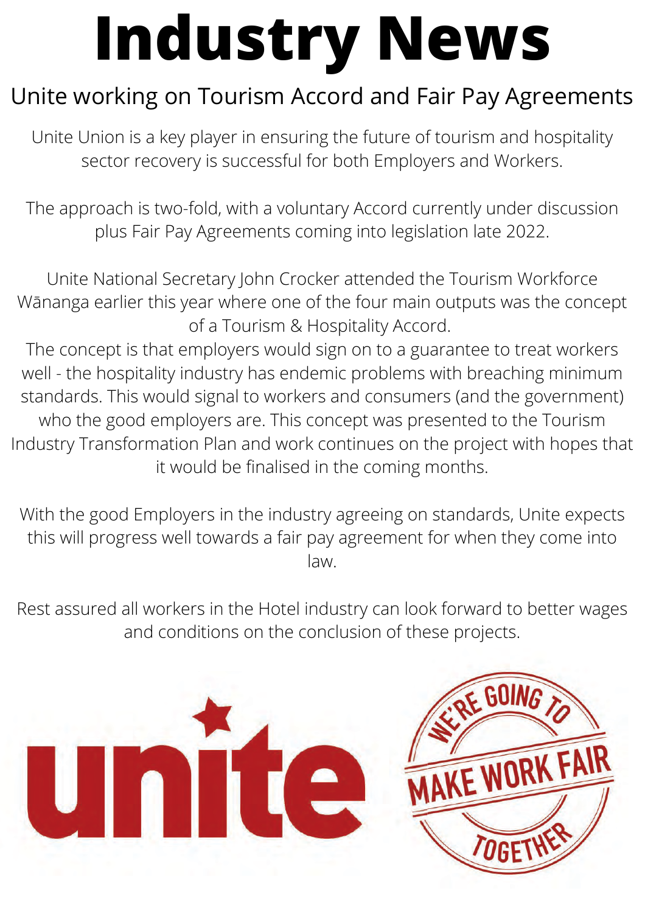# Industry News

## Unite working on Tourism Accord and Fair Pay Agreements

Unite Union is a key player in ensuring the future of tourism and hospitality sector recovery is successful for both Employers and Workers.

The approach is two-fold, with a voluntary Accord currently under discussion plus Fair Pay Agreements coming into legislation late 2022.

Unite National Secretary John Crocker attended the Tourism Workforce Wānanga earlier this year where one of the four main outputs was the concept of a Tourism & Hospitality Accord.
The concept is that employers would sign on to a guarantee to treat workers well - the hospitality industry has endemic problems with breaching minimum standards. This would signal to workers and consumers (and the government) who the good employers are. This concept was presented to the Tourism Industry Transformation Plan and work continues on the project with hopes that it would be finalised in the coming months.

With the good Employers in the industry agreeing on standards, Unite expects this will progress well towards a fair pay agreement for when they come into law.

Rest assured all workers in the Hotel industry can look forward to better wages and conditions on the conclusion of these projects.

unite

WE'RE GOING TO MAKE WORK FAIR TOGETHER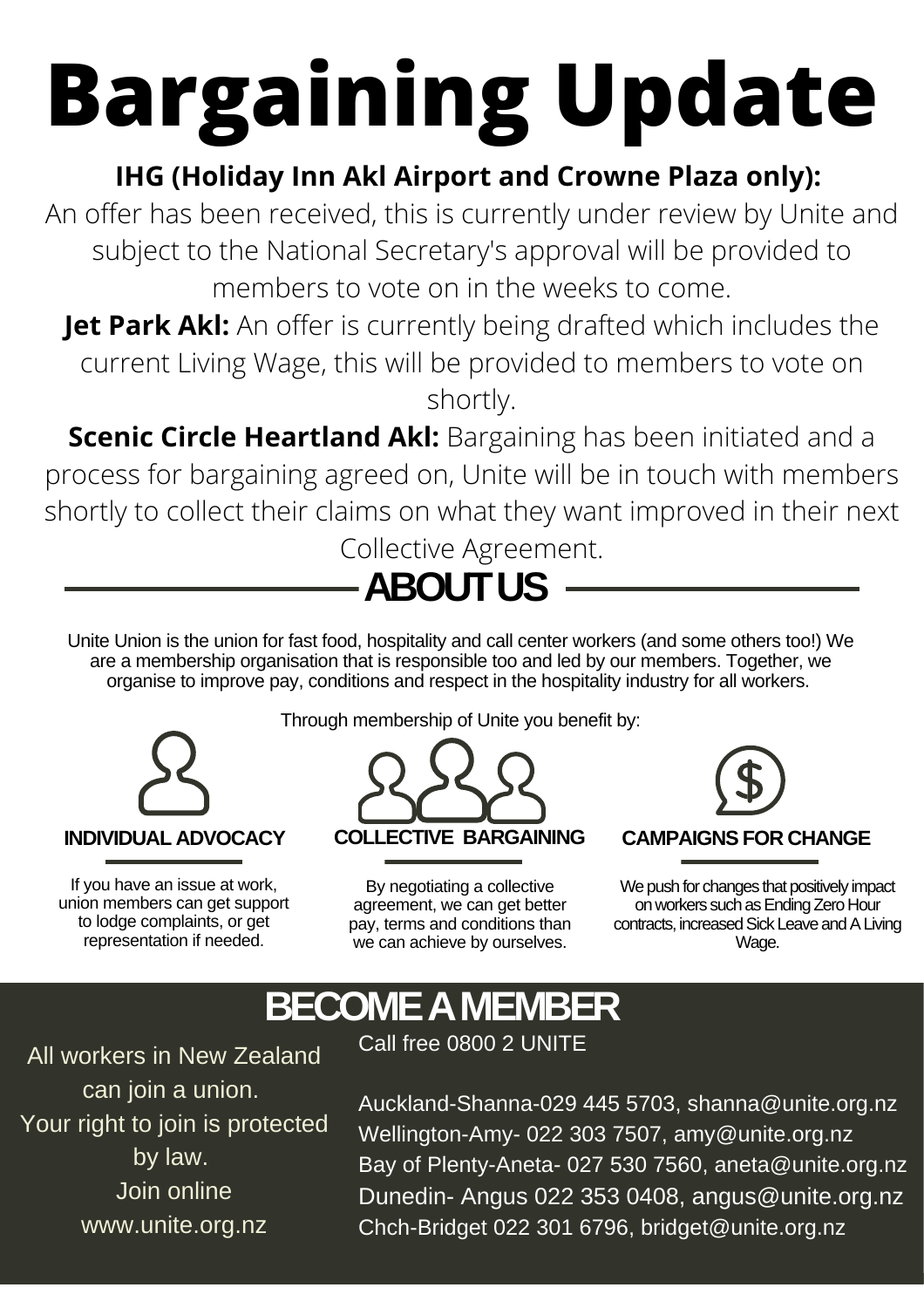# Bargaining Update

**IHG (Holiday Inn Akl Airport and Crowne Plaza only):**
An offer has been received, this is currently under review by Unite and subject to the National Secretary's approval will be provided to members to vote on in the weeks to come.

**Jet Park Akl:** An offer is currently being drafted which includes the current Living Wage, this will be provided to members to vote on shortly.

**Scenic Circle Heartland Akl:** Bargaining has been initiated and a process for bargaining agreed on, Unite will be in touch with members shortly to collect their claims on what they want improved in their next Collective Agreement.

## ABOUT US

Unite Union is the union for fast food, hospitality and call center workers (and some others too!) We are a membership organisation that is responsible too and led by our members. Together, we organise to improve pay, conditions and respect in the hospitality industry for all workers.

Through membership of Unite you benefit by:

### INDIVIDUAL ADVOCACY

If you have an issue at work, union members can get support to lodge complaints, or get representation if needed.

### COLLECTIVE BARGAINING

By negotiating a collective agreement, we can get better pay, terms and conditions than we can achieve by ourselves.

### CAMPAIGNS FOR CHANGE

We push for changes that positively impact on workers such as Ending Zero Hour contracts, increased Sick Leave and A Living Wage.

## BECOME A MEMBER

All workers in New Zealand can join a union.
Your right to join is protected by law.
Join online
www.unite.org.nz

Call free 0800 2 UNITE

Auckland-Shanna-029 445 5703, shanna@unite.org.nz
Wellington-Amy- 022 303 7507, amy@unite.org.nz
Bay of Plenty-Aneta- 027 530 7560, aneta@unite.org.nz
Dunedin- Angus 022 353 0408, angus@unite.org.nz
Chch-Bridget 022 301 6796, bridget@unite.org.nz